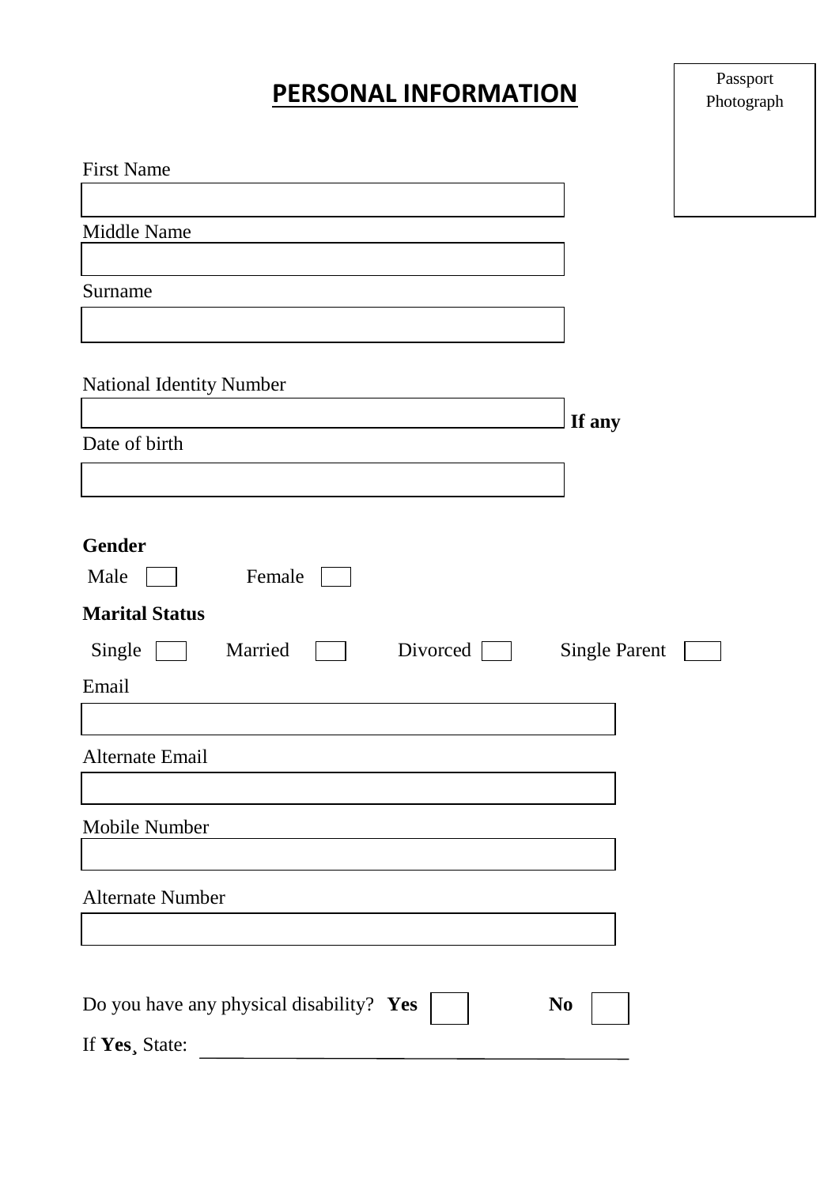# PERSONAL INFORMATION

Passport Photograph

First Name

Middle Name

Surname

National Identity Number **If any**

Date of birth

**Gender**

Male ☐ Female ☐

**Marital Status**

Single ☐ Married ☐ Divorced ☐ Single Parent ☐

Email

Alternate Email

Mobile Number

Alternate Number

Do you have any physical disability? **Yes** ☐ **No** ☐

If **Yes**¸ State: ______________________________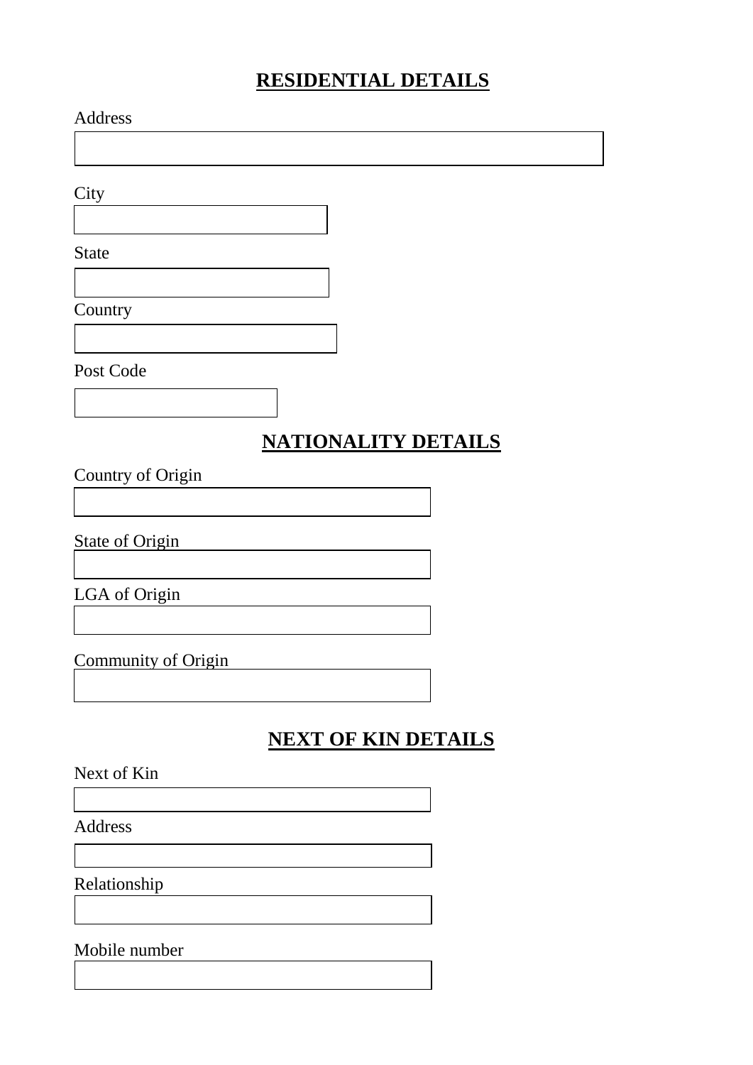## RESIDENTIAL DETAILS

Address

City

State

Country

Post Code

## NATIONALITY DETAILS

Country of Origin

State of Origin

LGA of Origin

Community of Origin

## NEXT OF KIN DETAILS

Next of Kin

Address

Relationship

Mobile number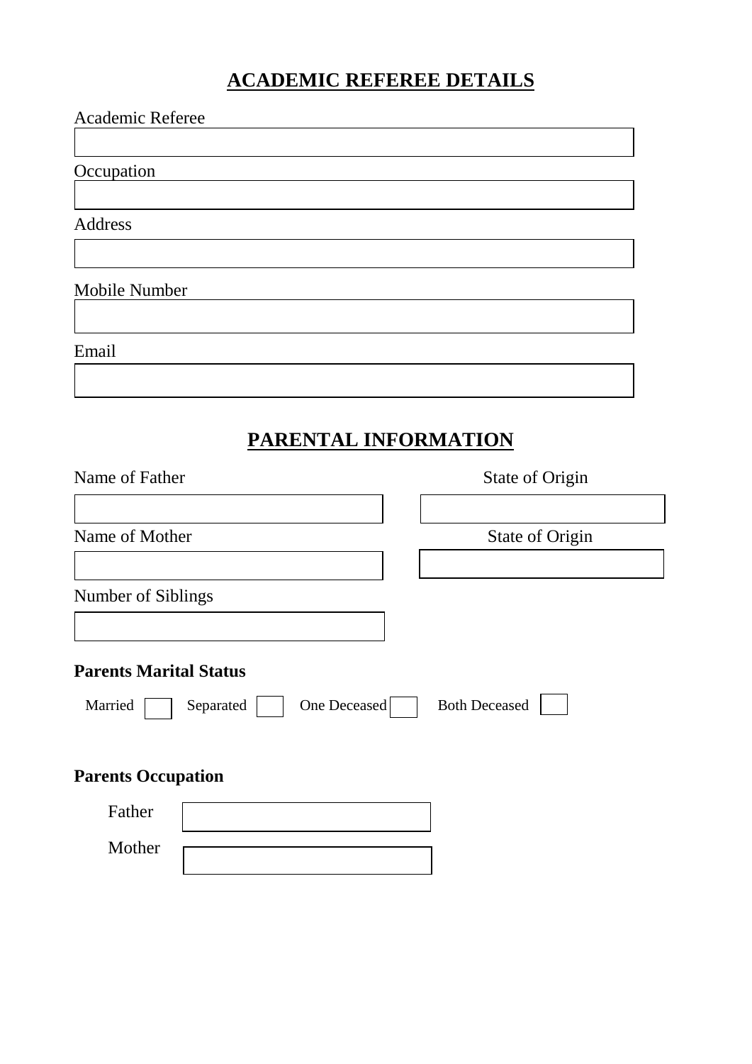# ACADEMIC REFEREE DETAILS

Academic Referee

Occupation

Address

Mobile Number

Email

# PARENTAL INFORMATION

| Name of Father | State of Origin |
|---|---|
| | |

| Name of Mother | State of Origin |
|---|---|
| | |

Number of Siblings

**Parents Marital Status**

Married ☐ Separated ☐ One Deceased ☐ Both Deceased ☐

**Parents Occupation**

Father

Mother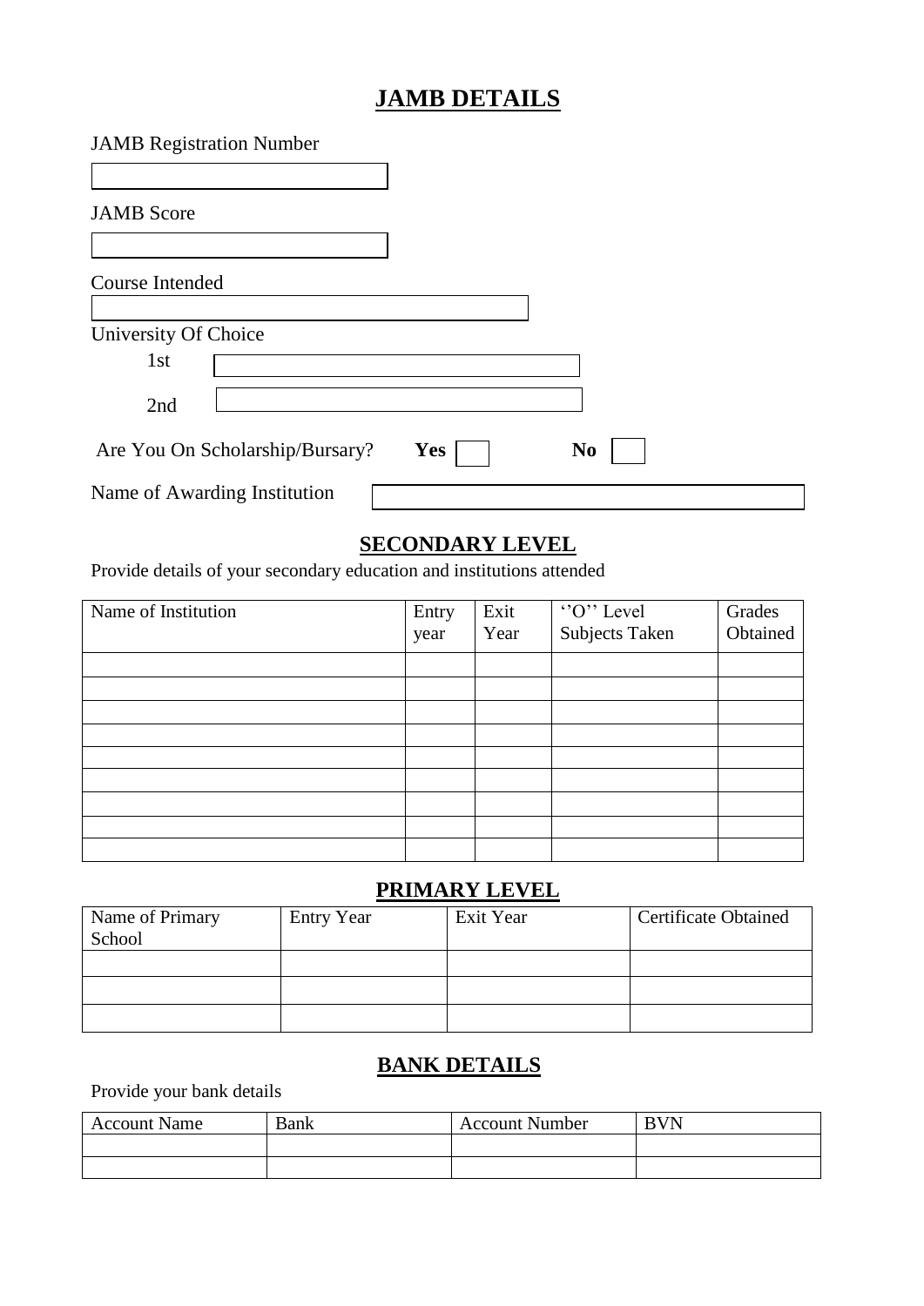## JAMB DETAILS

JAMB Registration Number

JAMB Score

Course Intended

University Of Choice

1st

2nd

Are You On Scholarship/Bursary? **Yes** ☐ **No** ☐

Name of Awarding Institution

## SECONDARY LEVEL

Provide details of your secondary education and institutions attended

| Name of Institution | Entry year | Exit Year | ''O'' Level Subjects Taken | Grades Obtained |
|---|---|---|---|---|
| | | | | |
| | | | | |
| | | | | |
| | | | | |
| | | | | |
| | | | | |
| | | | | |
| | | | | |
| | | | | |

## PRIMARY LEVEL

| Name of Primary School | Entry Year | Exit Year | Certificate Obtained |
|---|---|---|---|
| | | | |
| | | | |
| | | | |

## BANK DETAILS

Provide your bank details

| Account Name | Bank | Account Number | BVN |
|---|---|---|---|
| | | | |
| | | | |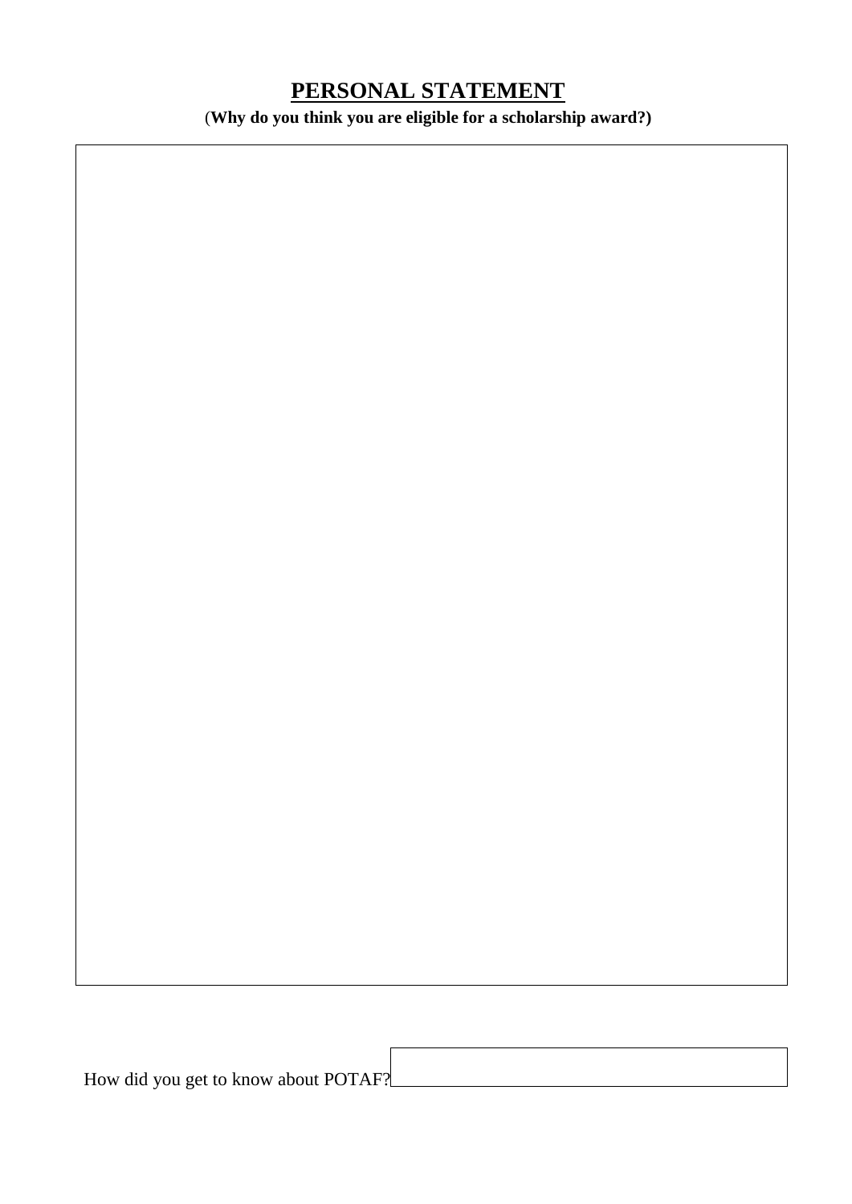# **PERSONAL STATEMENT**

**(Why do you think you are eligible for a scholarship award?)**

How did you get to know about POTAF?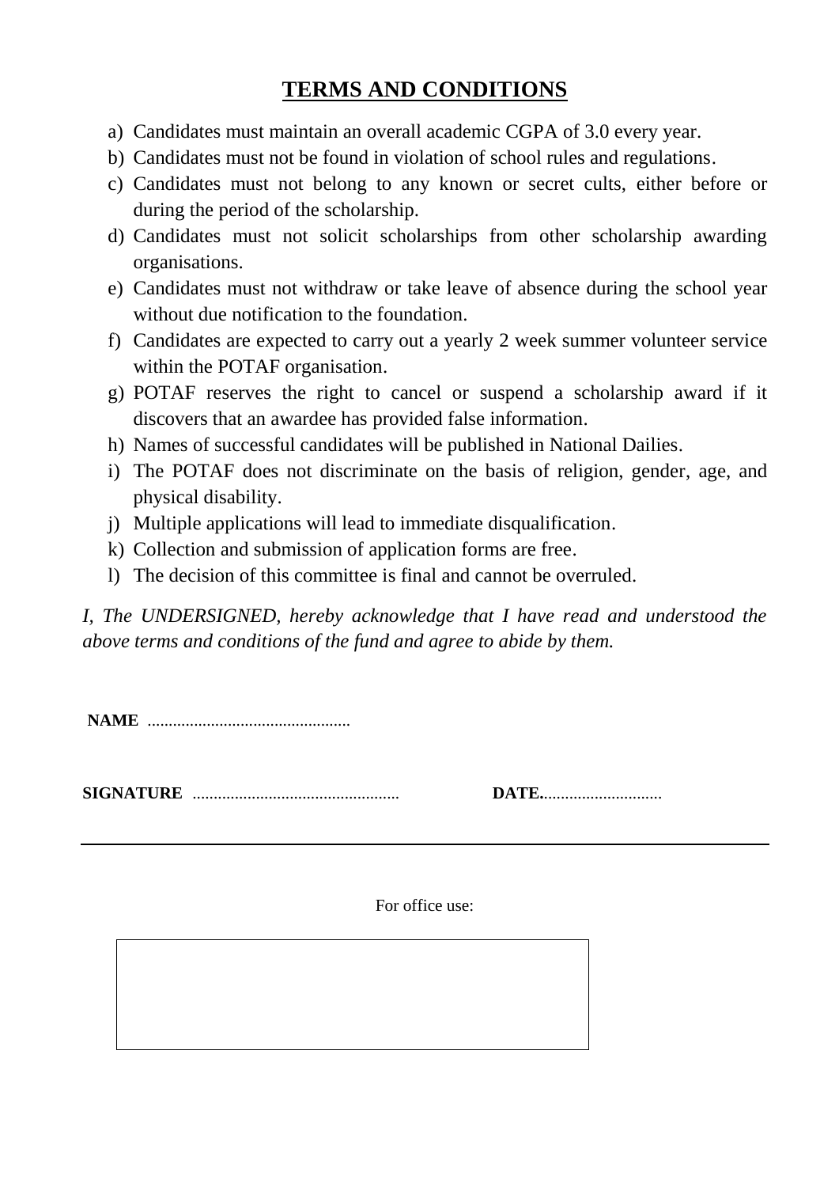## TERMS AND CONDITIONS

a) Candidates must maintain an overall academic CGPA of 3.0 every year.
b) Candidates must not be found in violation of school rules and regulations.
c) Candidates must not belong to any known or secret cults, either before or during the period of the scholarship.
d) Candidates must not solicit scholarships from other scholarship awarding organisations.
e) Candidates must not withdraw or take leave of absence during the school year without due notification to the foundation.
f) Candidates are expected to carry out a yearly 2 week summer volunteer service within the POTAF organisation.
g) POTAF reserves the right to cancel or suspend a scholarship award if it discovers that an awardee has provided false information.
h) Names of successful candidates will be published in National Dailies.
i) The POTAF does not discriminate on the basis of religion, gender, age, and physical disability.
j) Multiple applications will lead to immediate disqualification.
k) Collection and submission of application forms are free.
l) The decision of this committee is final and cannot be overruled.

*I, The UNDERSIGNED, hereby acknowledge that I have read and understood the above terms and conditions of the fund and agree to abide by them.*

**NAME** ................................................

**SIGNATURE** ................................................ **DATE**............................

---

For office use: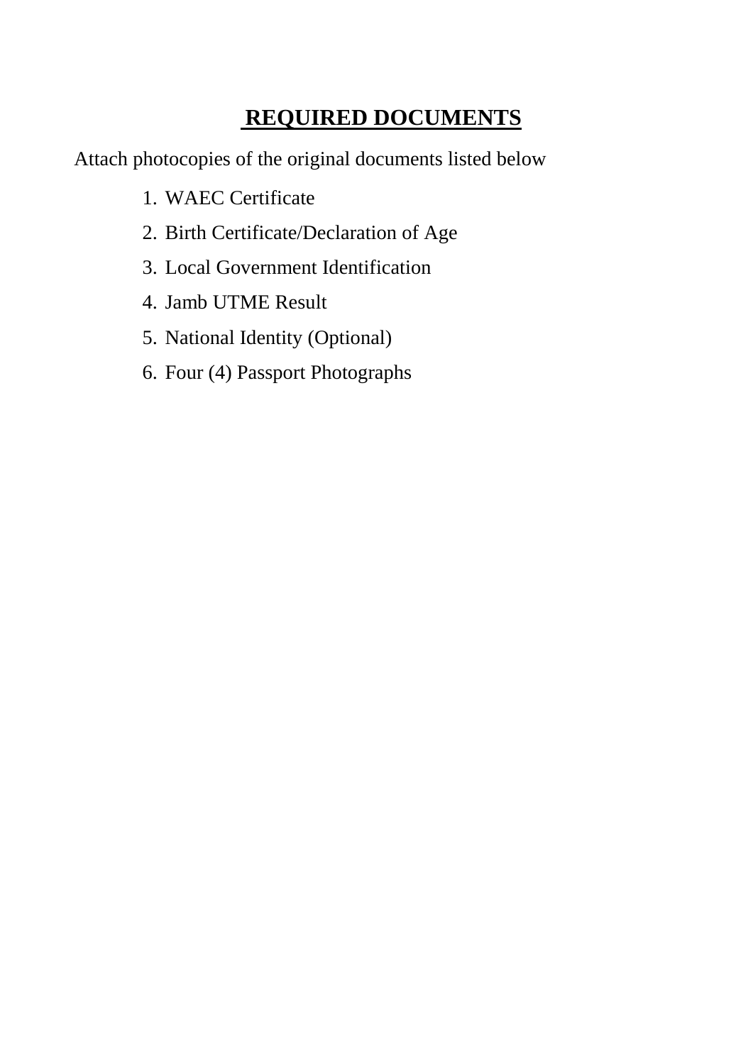## REQUIRED DOCUMENTS

Attach photocopies of the original documents listed below

1. WAEC Certificate
2. Birth Certificate/Declaration of Age
3. Local Government Identification
4. Jamb UTME Result
5. National Identity (Optional)
6. Four (4) Passport Photographs